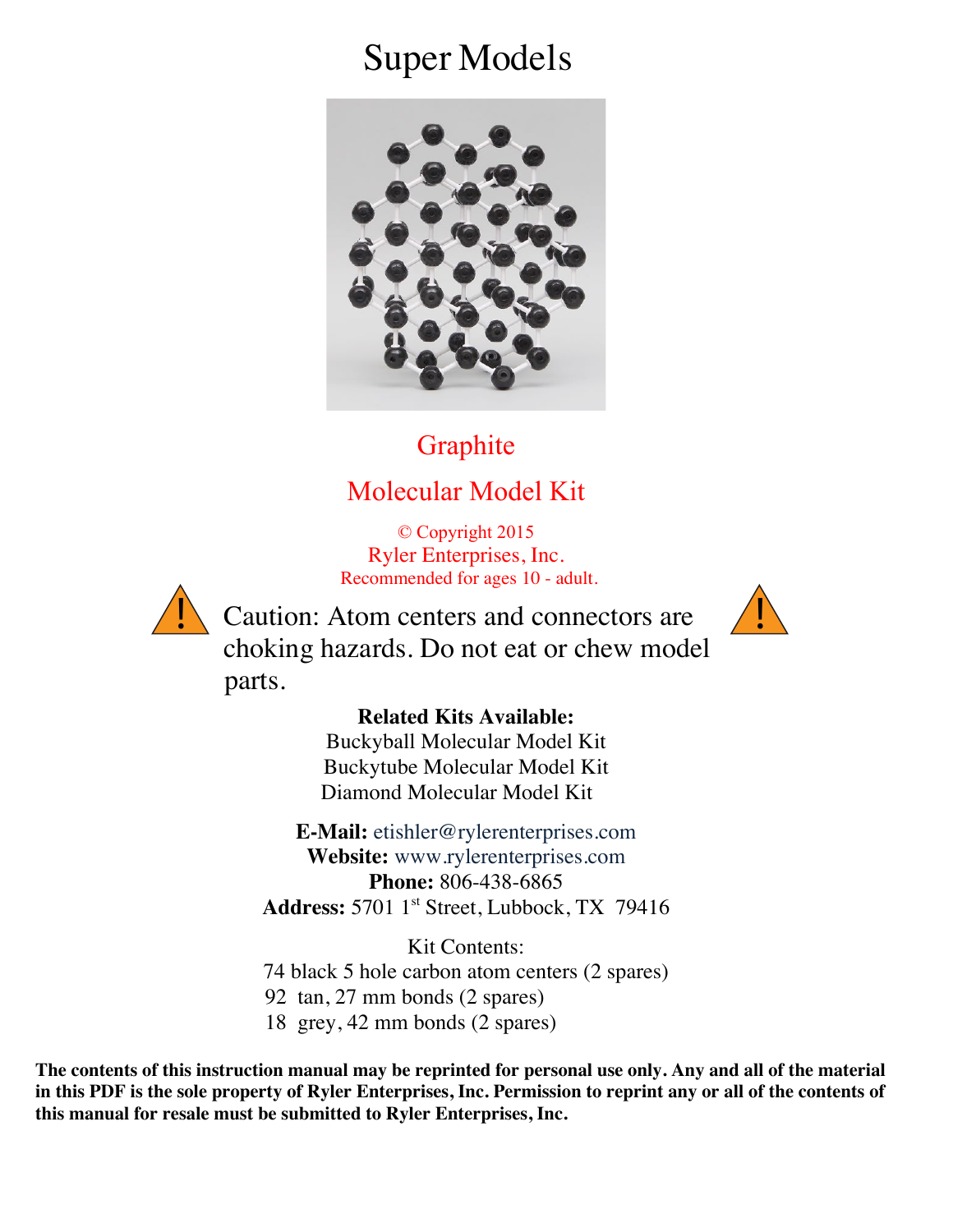# Super Models

## Graphite

## Molecular Model Kit

© Copyright 2015
Ryler Enterprises, Inc.
Recommended for ages 10 - adult.

Caution: Atom centers and connectors are choking hazards. Do not eat or chew model parts.

**Related Kits Available:**
Buckyball Molecular Model Kit
Buckytube Molecular Model Kit
Diamond Molecular Model Kit

**E-Mail:** etishler@rylerenterprises.com
**Website:** www.rylerenterprises.com
**Phone:** 806-438-6865
**Address:** 5701 1st Street, Lubbock, TX 79416

Kit Contents:
74 black 5 hole carbon atom centers (2 spares)
92 tan, 27 mm bonds (2 spares)
18 grey, 42 mm bonds (2 spares)

**The contents of this instruction manual may be reprinted for personal use only. Any and all of the material in this PDF is the sole property of Ryler Enterprises, Inc. Permission to reprint any or all of the contents of this manual for resale must be submitted to Ryler Enterprises, Inc.**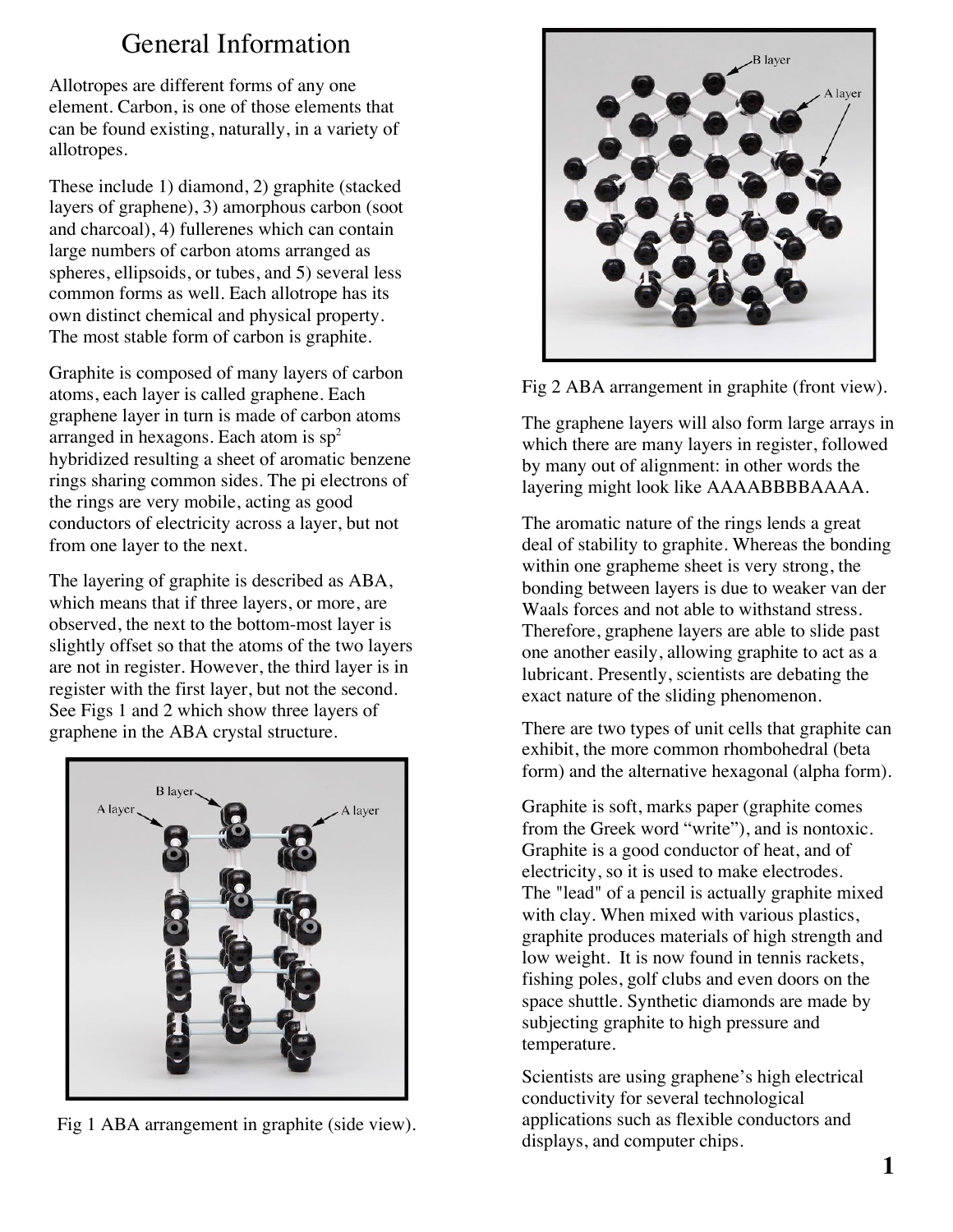# General Information

Allotropes are different forms of any one element. Carbon, is one of those elements that can be found existing, naturally, in a variety of allotropes.

These include 1) diamond, 2) graphite (stacked layers of graphene), 3) amorphous carbon (soot and charcoal), 4) fullerenes which can contain large numbers of carbon atoms arranged as spheres, ellipsoids, or tubes, and 5) several less common forms as well. Each allotrope has its own distinct chemical and physical property. The most stable form of carbon is graphite.

Graphite is composed of many layers of carbon atoms, each layer is called graphene. Each graphene layer in turn is made of carbon atoms arranged in hexagons. Each atom is $sp^2$ hybridized resulting a sheet of aromatic benzene rings sharing common sides. The pi electrons of the rings are very mobile, acting as good conductors of electricity across a layer, but not from one layer to the next.

The layering of graphite is described as ABA, which means that if three layers, or more, are observed, the next to the bottom-most layer is slightly offset so that the atoms of the two layers are not in register. However, the third layer is in register with the first layer, but not the second. See Figs 1 and 2 which show three layers of graphene in the ABA crystal structure.

Fig 1 ABA arrangement in graphite (side view).

Fig 2 ABA arrangement in graphite (front view).

The graphene layers will also form large arrays in which there are many layers in register, followed by many out of alignment: in other words the layering might look like AAAABBBBAAAA.

The aromatic nature of the rings lends a great deal of stability to graphite. Whereas the bonding within one grapheme sheet is very strong, the bonding between layers is due to weaker van der Waals forces and not able to withstand stress. Therefore, graphene layers are able to slide past one another easily, allowing graphite to act as a lubricant. Presently, scientists are debating the exact nature of the sliding phenomenon.

There are two types of unit cells that graphite can exhibit, the more common rhombohedral (beta form) and the alternative hexagonal (alpha form).

Graphite is soft, marks paper (graphite comes from the Greek word "write"), and is nontoxic. Graphite is a good conductor of heat, and of electricity, so it is used to make electrodes. The "lead" of a pencil is actually graphite mixed with clay. When mixed with various plastics, graphite produces materials of high strength and low weight. It is now found in tennis rackets, fishing poles, golf clubs and even doors on the space shuttle. Synthetic diamonds are made by subjecting graphite to high pressure and temperature.

Scientists are using graphene's high electrical conductivity for several technological applications such as flexible conductors and displays, and computer chips.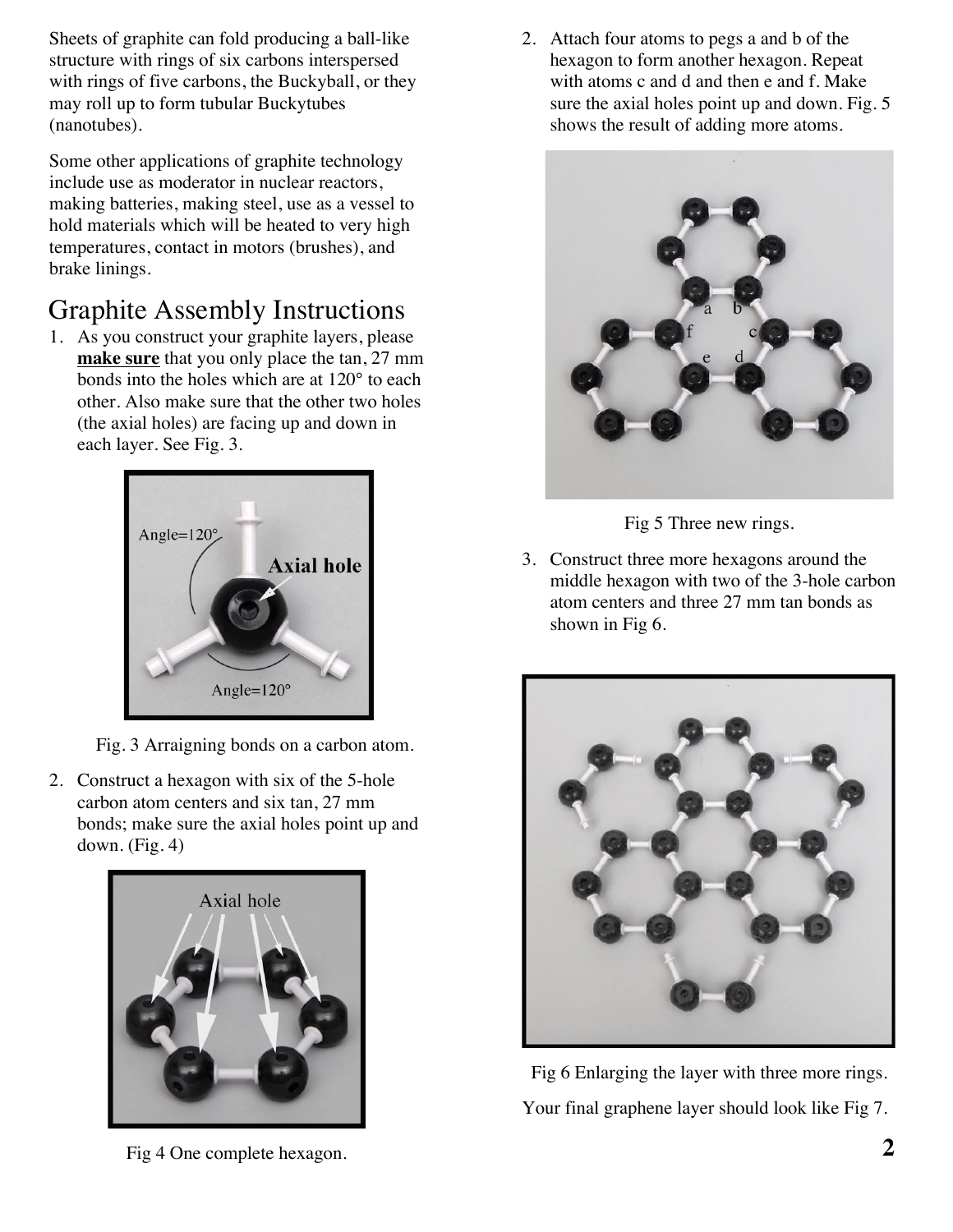Sheets of graphite can fold producing a ball-like structure with rings of six carbons interspersed with rings of five carbons, the Buckyball, or they may roll up to form tubular Buckytubes (nanotubes).

Some other applications of graphite technology include use as moderator in nuclear reactors, making batteries, making steel, use as a vessel to hold materials which will be heated to very high temperatures, contact in motors (brushes), and brake linings.

# Graphite Assembly Instructions

1. As you construct your graphite layers, please **make sure** that you only place the tan, 27 mm bonds into the holes which are at 120° to each other. Also make sure that the other two holes (the axial holes) are facing up and down in each layer. See Fig. 3.

Fig. 3 Arraigning bonds on a carbon atom.

2. Construct a hexagon with six of the 5-hole carbon atom centers and six tan, 27 mm bonds; make sure the axial holes point up and down. (Fig. 4)

Fig 4 One complete hexagon.

2. Attach four atoms to pegs a and b of the hexagon to form another hexagon. Repeat with atoms c and d and then e and f. Make sure the axial holes point up and down. Fig. 5 shows the result of adding more atoms.

Fig 5 Three new rings.

3. Construct three more hexagons around the middle hexagon with two of the 3-hole carbon atom centers and three 27 mm tan bonds as shown in Fig 6.

Fig 6 Enlarging the layer with three more rings.

Your final graphene layer should look like Fig 7.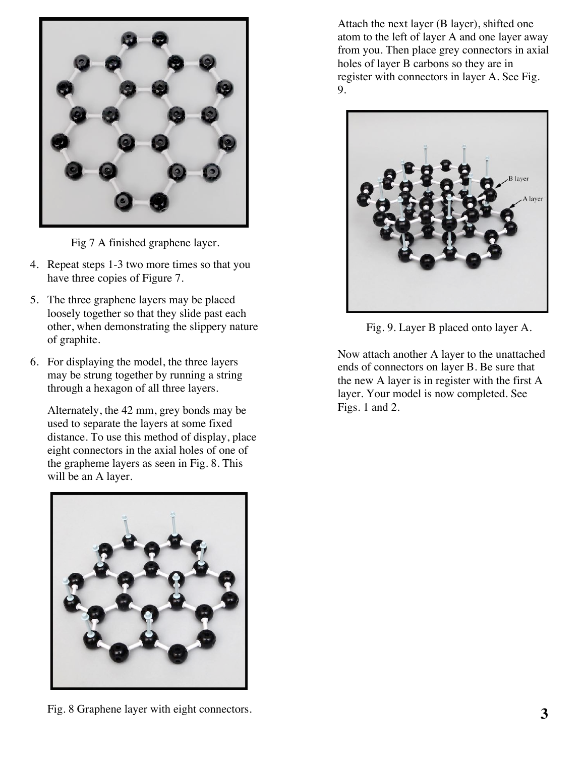Fig 7 A finished graphene layer.

4. Repeat steps 1-3 two more times so that you have three copies of Figure 7.

5. The three graphene layers may be placed loosely together so that they slide past each other, when demonstrating the slippery nature of graphite.

6. For displaying the model, the three layers may be strung together by running a string through a hexagon of all three layers.

   Alternately, the 42 mm, grey bonds may be used to separate the layers at some fixed distance. To use this method of display, place eight connectors in the axial holes of one of the grapheme layers as seen in Fig. 8. This will be an A layer.

Fig. 8 Graphene layer with eight connectors.

Attach the next layer (B layer), shifted one atom to the left of layer A and one layer away from you. Then place grey connectors in axial holes of layer B carbons so they are in register with connectors in layer A. See Fig. 9.

B layer

A layer

Fig. 9. Layer B placed onto layer A.

Now attach another A layer to the unattached ends of connectors on layer B. Be sure that the new A layer is in register with the first A layer. Your model is now completed. See Figs. 1 and 2.